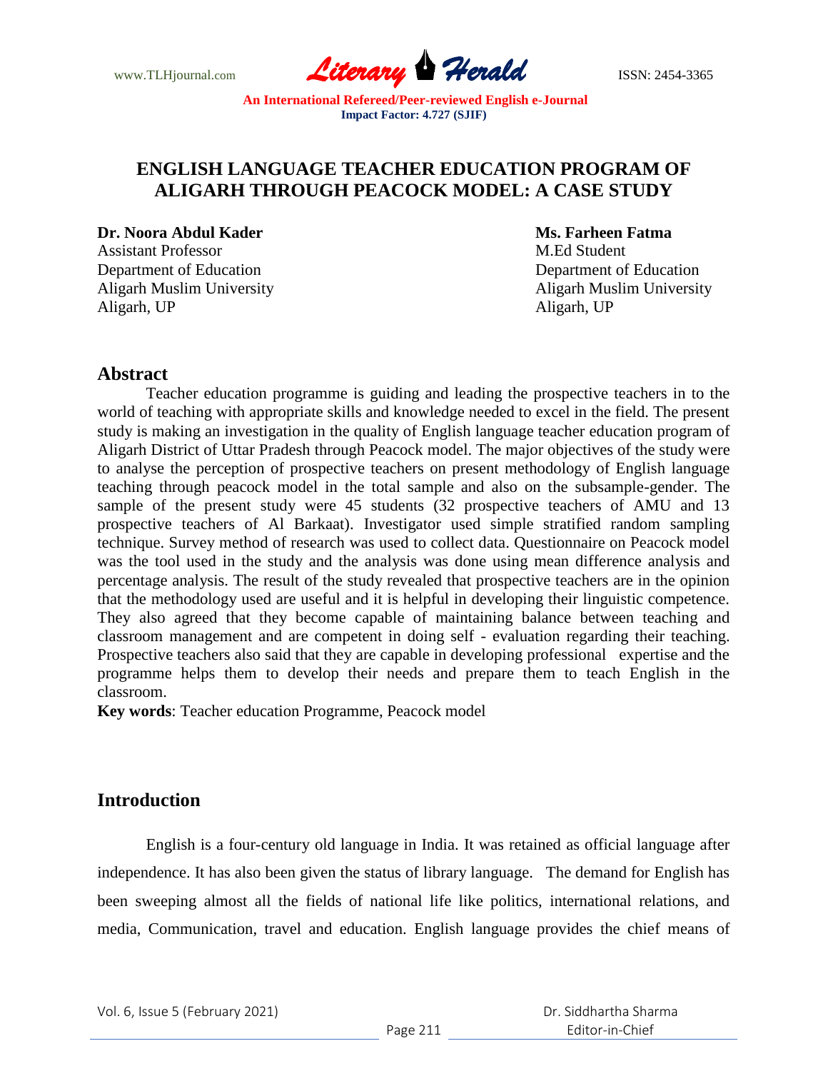# ENGLISH LANGUAGE TEACHER EDUCATION PROGRAM OF ALIGARH THROUGH PEACOCK MODEL: A CASE STUDY

**Dr. Noora Abdul Kader**
Assistant Professor
Department of Education
Aligarh Muslim University
Aligarh, UP

**Ms. Farheen Fatma**
M.Ed Student
Department of Education
Aligarh Muslim University
Aligarh, UP

## Abstract

Teacher education programme is guiding and leading the prospective teachers in to the world of teaching with appropriate skills and knowledge needed to excel in the field. The present study is making an investigation in the quality of English language teacher education program of Aligarh District of Uttar Pradesh through Peacock model. The major objectives of the study were to analyse the perception of prospective teachers on present methodology of English language teaching through peacock model in the total sample and also on the subsample-gender. The sample of the present study were 45 students (32 prospective teachers of AMU and 13 prospective teachers of Al Barkaat). Investigator used simple stratified random sampling technique. Survey method of research was used to collect data. Questionnaire on Peacock model was the tool used in the study and the analysis was done using mean difference analysis and percentage analysis. The result of the study revealed that prospective teachers are in the opinion that the methodology used are useful and it is helpful in developing their linguistic competence. They also agreed that they become capable of maintaining balance between teaching and classroom management and are competent in doing self - evaluation regarding their teaching. Prospective teachers also said that they are capable in developing professional expertise and the programme helps them to develop their needs and prepare them to teach English in the classroom.

**Key words**: Teacher education Programme, Peacock model

## Introduction

English is a four-century old language in India. It was retained as official language after independence. It has also been given the status of library language. The demand for English has been sweeping almost all the fields of national life like politics, international relations, and media, Communication, travel and education. English language provides the chief means of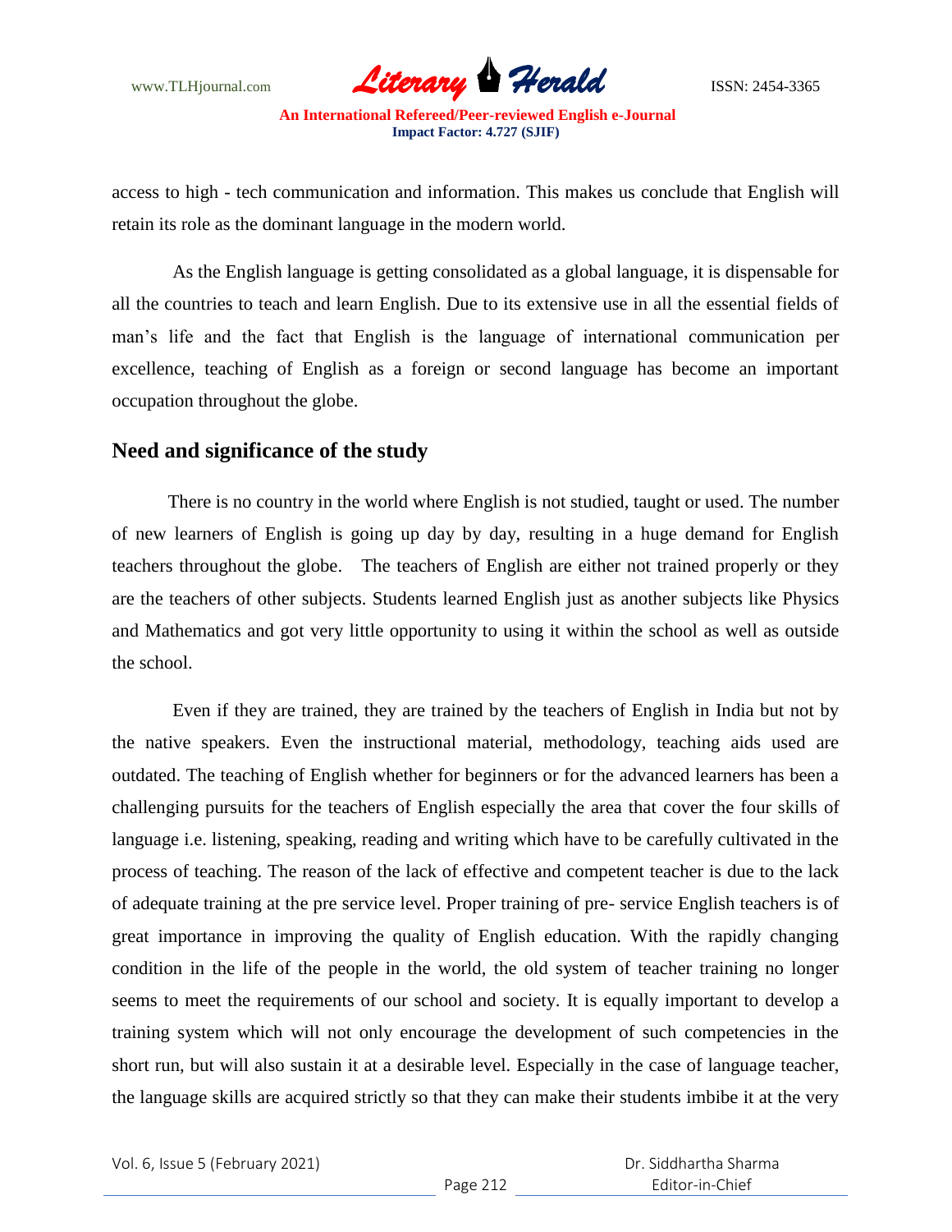access to high - tech communication and information. This makes us conclude that English will retain its role as the dominant language in the modern world.

As the English language is getting consolidated as a global language, it is dispensable for all the countries to teach and learn English. Due to its extensive use in all the essential fields of man's life and the fact that English is the language of international communication per excellence, teaching of English as a foreign or second language has become an important occupation throughout the globe.

## Need and significance of the study

There is no country in the world where English is not studied, taught or used. The number of new learners of English is going up day by day, resulting in a huge demand for English teachers throughout the globe. The teachers of English are either not trained properly or they are the teachers of other subjects. Students learned English just as another subjects like Physics and Mathematics and got very little opportunity to using it within the school as well as outside the school.

Even if they are trained, they are trained by the teachers of English in India but not by the native speakers. Even the instructional material, methodology, teaching aids used are outdated. The teaching of English whether for beginners or for the advanced learners has been a challenging pursuits for the teachers of English especially the area that cover the four skills of language i.e. listening, speaking, reading and writing which have to be carefully cultivated in the process of teaching. The reason of the lack of effective and competent teacher is due to the lack of adequate training at the pre service level. Proper training of pre- service English teachers is of great importance in improving the quality of English education. With the rapidly changing condition in the life of the people in the world, the old system of teacher training no longer seems to meet the requirements of our school and society. It is equally important to develop a training system which will not only encourage the development of such competencies in the short run, but will also sustain it at a desirable level. Especially in the case of language teacher, the language skills are acquired strictly so that they can make their students imbibe it at the very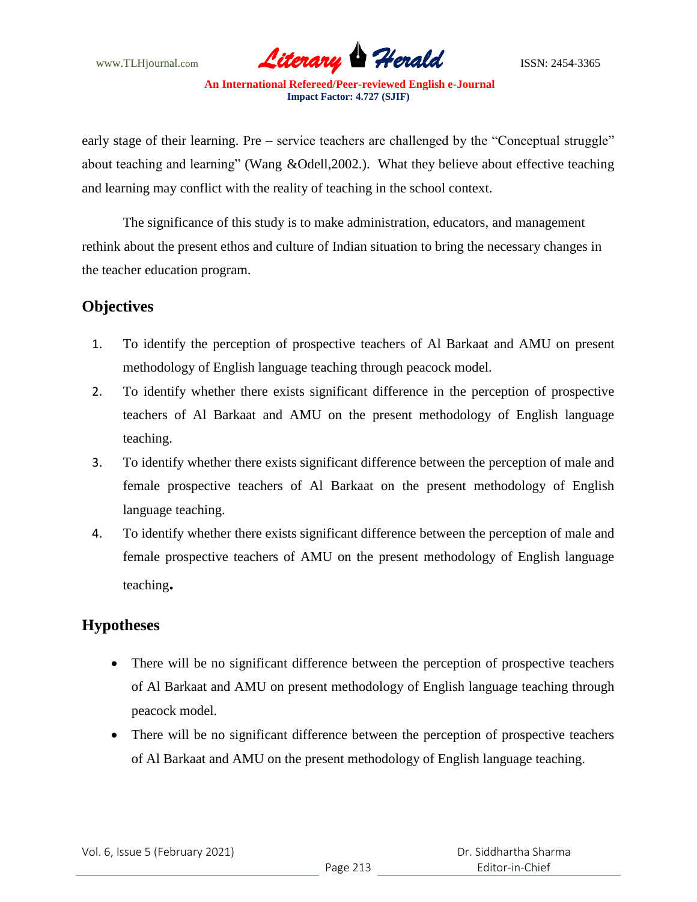early stage of their learning. Pre – service teachers are challenged by the "Conceptual struggle" about teaching and learning" (Wang &Odell,2002.). What they believe about effective teaching and learning may conflict with the reality of teaching in the school context.

The significance of this study is to make administration, educators, and management rethink about the present ethos and culture of Indian situation to bring the necessary changes in the teacher education program.

## Objectives

1. To identify the perception of prospective teachers of Al Barkaat and AMU on present methodology of English language teaching through peacock model.
2. To identify whether there exists significant difference in the perception of prospective teachers of Al Barkaat and AMU on the present methodology of English language teaching.
3. To identify whether there exists significant difference between the perception of male and female prospective teachers of Al Barkaat on the present methodology of English language teaching.
4. To identify whether there exists significant difference between the perception of male and female prospective teachers of AMU on the present methodology of English language teaching.

## Hypotheses

- There will be no significant difference between the perception of prospective teachers of Al Barkaat and AMU on present methodology of English language teaching through peacock model.
- There will be no significant difference between the perception of prospective teachers of Al Barkaat and AMU on the present methodology of English language teaching.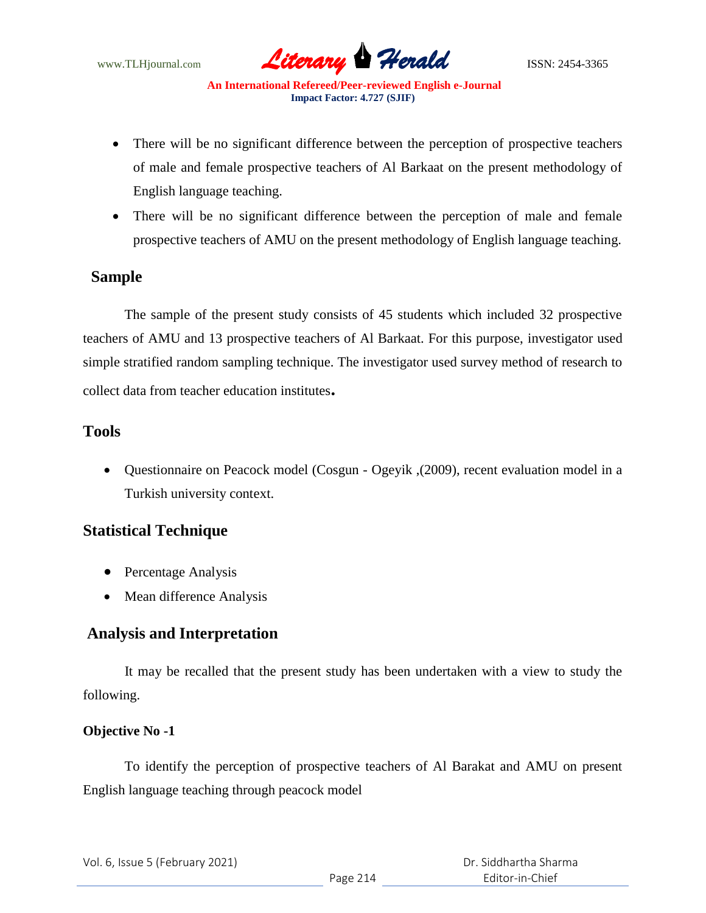- There will be no significant difference between the perception of prospective teachers of male and female prospective teachers of Al Barkaat on the present methodology of English language teaching.
- There will be no significant difference between the perception of male and female prospective teachers of AMU on the present methodology of English language teaching.

## Sample

The sample of the present study consists of 45 students which included 32 prospective teachers of AMU and 13 prospective teachers of Al Barkaat. For this purpose, investigator used simple stratified random sampling technique. The investigator used survey method of research to collect data from teacher education institutes.

## Tools

- Questionnaire on Peacock model (Cosgun - Ogeyik ,(2009), recent evaluation model in a Turkish university context.

## Statistical Technique

- Percentage Analysis
- Mean difference Analysis

## Analysis and Interpretation

It may be recalled that the present study has been undertaken with a view to study the following.

**Objective No -1**

To identify the perception of prospective teachers of Al Barakat and AMU on present English language teaching through peacock model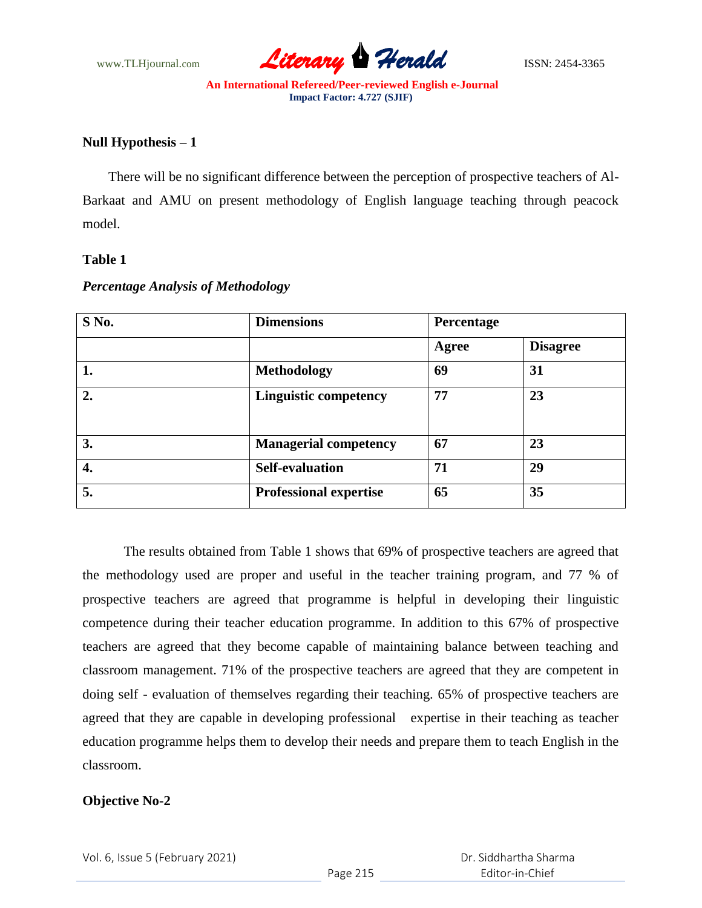**Null Hypothesis – 1**

There will be no significant difference between the perception of prospective teachers of Al-Barkaat and AMU on present methodology of English language teaching through peacock model.

**Table 1**

***Percentage Analysis of Methodology***

| S No. | Dimensions | Percentage | |
|---|---|---|---|
| | | **Agree** | **Disagree** |
| **1.** | **Methodology** | **69** | **31** |
| **2.** | **Linguistic competency** | **77** | **23** |
| **3.** | **Managerial competency** | **67** | **23** |
| **4.** | **Self-evaluation** | **71** | **29** |
| **5.** | **Professional expertise** | **65** | **35** |

The results obtained from Table 1 shows that 69% of prospective teachers are agreed that the methodology used are proper and useful in the teacher training program, and 77 % of prospective teachers are agreed that programme is helpful in developing their linguistic competence during their teacher education programme. In addition to this 67% of prospective teachers are agreed that they become capable of maintaining balance between teaching and classroom management. 71% of the prospective teachers are agreed that they are competent in doing self - evaluation of themselves regarding their teaching. 65% of prospective teachers are agreed that they are capable in developing professional expertise in their teaching as teacher education programme helps them to develop their needs and prepare them to teach English in the classroom.

**Objective No-2**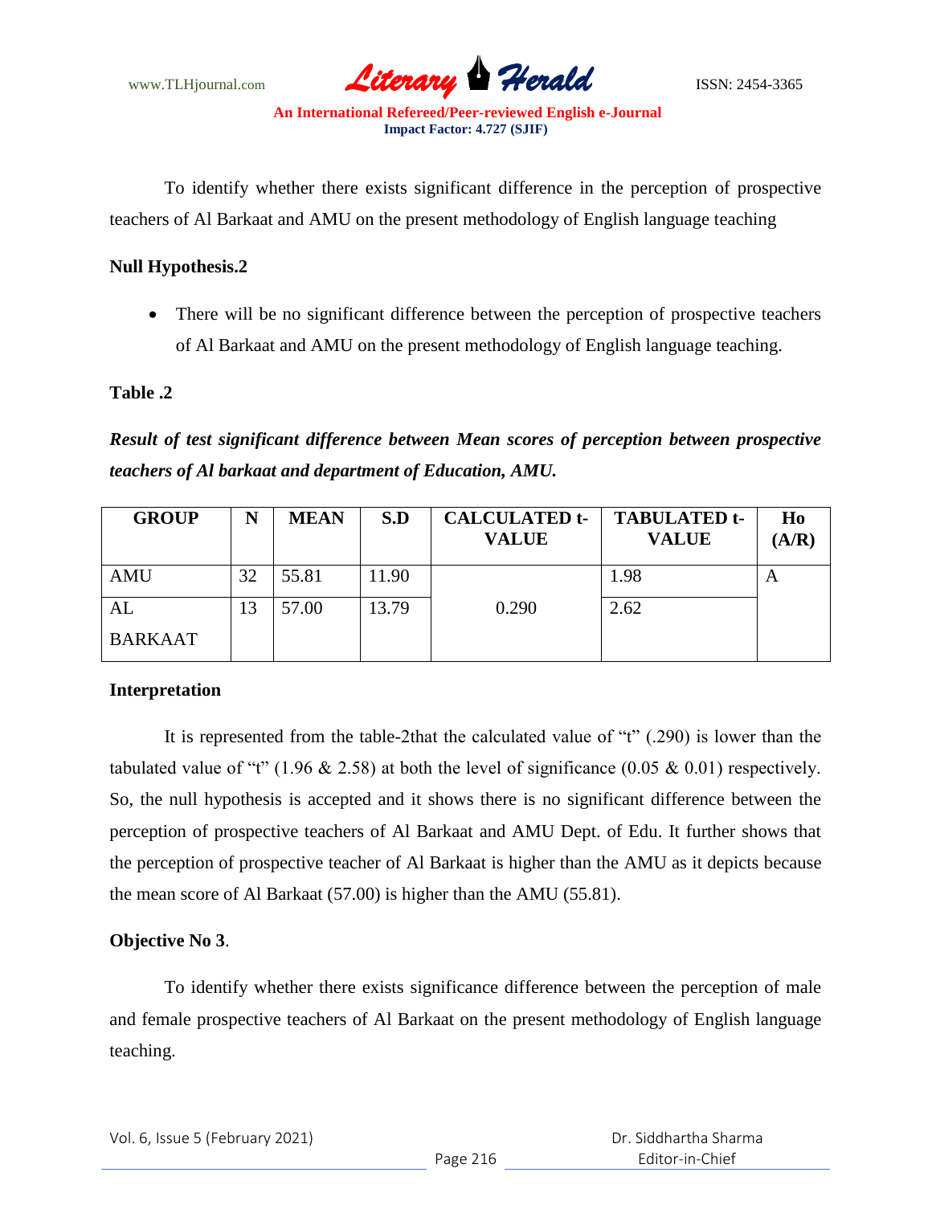To identify whether there exists significant difference in the perception of prospective teachers of Al Barkaat and AMU on the present methodology of English language teaching

**Null Hypothesis.2**

- There will be no significant difference between the perception of prospective teachers of Al Barkaat and AMU on the present methodology of English language teaching.

**Table .2**

***Result of test significant difference between Mean scores of perception between prospective teachers of Al barkaat and department of Education, AMU.***

| GROUP | N | MEAN | S.D | CALCULATED t-VALUE | TABULATED t-VALUE | Ho (A/R) |
|---|---|---|---|---|---|---|
| AMU | 32 | 55.81 | 11.90 | 0.290 | 1.98 | A |
| AL BARKAAT | 13 | 57.00 | 13.79 | | 2.62 | |

**Interpretation**

It is represented from the table-2that the calculated value of "t" (.290) is lower than the tabulated value of "t" (1.96 & 2.58) at both the level of significance (0.05 & 0.01) respectively. So, the null hypothesis is accepted and it shows there is no significant difference between the perception of prospective teachers of Al Barkaat and AMU Dept. of Edu. It further shows that the perception of prospective teacher of Al Barkaat is higher than the AMU as it depicts because the mean score of Al Barkaat (57.00) is higher than the AMU (55.81).

**Objective No 3**.

To identify whether there exists significance difference between the perception of male and female prospective teachers of Al Barkaat on the present methodology of English language teaching.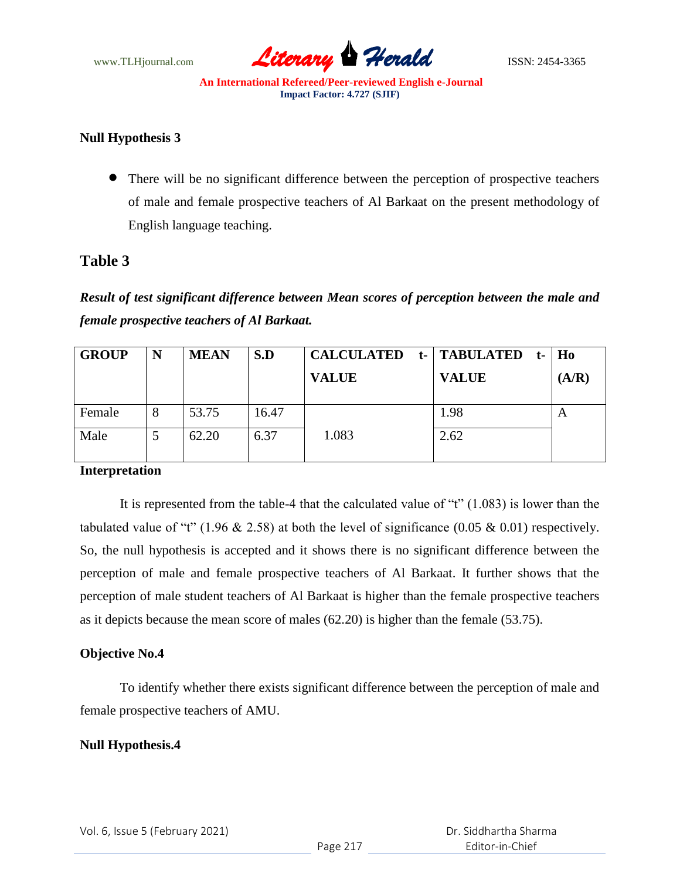**Null Hypothesis 3**

- There will be no significant difference between the perception of prospective teachers of male and female prospective teachers of Al Barkaat on the present methodology of English language teaching.

## Table 3

***Result of test significant difference between Mean scores of perception between the male and female prospective teachers of Al Barkaat.***

| GROUP | N | MEAN | S.D | CALCULATED t-VALUE | TABULATED t-VALUE | Ho (A/R) |
|---|---|---|---|---|---|---|
| Female | 8 | 53.75 | 16.47 | 1.083 | 1.98 | A |
| Male | 5 | 62.20 | 6.37 | | 2.62 | |

**Interpretation**

It is represented from the table-4 that the calculated value of "t" (1.083) is lower than the tabulated value of "t" (1.96 & 2.58) at both the level of significance (0.05 & 0.01) respectively. So, the null hypothesis is accepted and it shows there is no significant difference between the perception of male and female prospective teachers of Al Barkaat. It further shows that the perception of male student teachers of Al Barkaat is higher than the female prospective teachers as it depicts because the mean score of males (62.20) is higher than the female (53.75).

**Objective No.4**

To identify whether there exists significant difference between the perception of male and female prospective teachers of AMU.

**Null Hypothesis.4**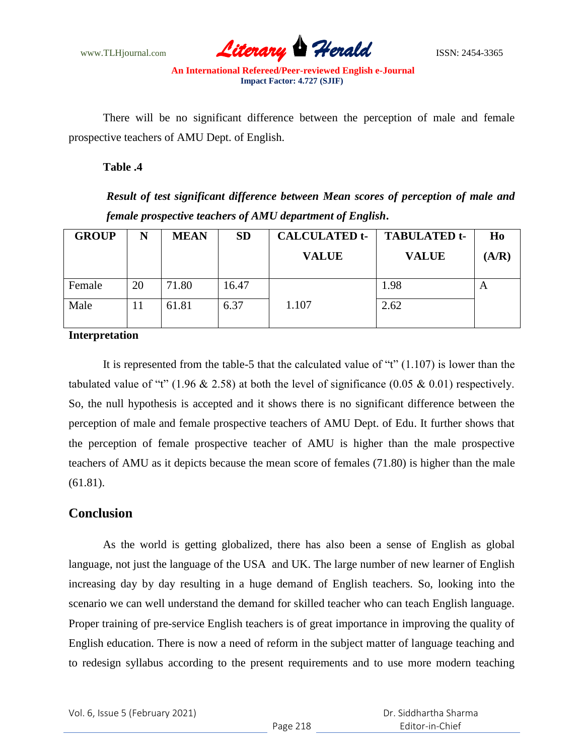There will be no significant difference between the perception of male and female prospective teachers of AMU Dept. of English.

**Table .4**

***Result of test significant difference between Mean scores of perception of male and female prospective teachers of AMU department of English.***

| GROUP | N | MEAN | SD | CALCULATED t-VALUE | TABULATED t-VALUE | Ho (A/R) |
|---|---|---|---|---|---|---|
| Female | 20 | 71.80 | 16.47 | 1.107 | 1.98 | A |
| Male | 11 | 61.81 | 6.37 | | 2.62 | |

**Interpretation**

It is represented from the table-5 that the calculated value of "t" (1.107) is lower than the tabulated value of "t" (1.96 & 2.58) at both the level of significance (0.05 & 0.01) respectively. So, the null hypothesis is accepted and it shows there is no significant difference between the perception of male and female prospective teachers of AMU Dept. of Edu. It further shows that the perception of female prospective teacher of AMU is higher than the male prospective teachers of AMU as it depicts because the mean score of females (71.80) is higher than the male (61.81).

## Conclusion

As the world is getting globalized, there has also been a sense of English as global language, not just the language of the USA and UK. The large number of new learner of English increasing day by day resulting in a huge demand of English teachers. So, looking into the scenario we can well understand the demand for skilled teacher who can teach English language. Proper training of pre-service English teachers is of great importance in improving the quality of English education. There is now a need of reform in the subject matter of language teaching and to redesign syllabus according to the present requirements and to use more modern teaching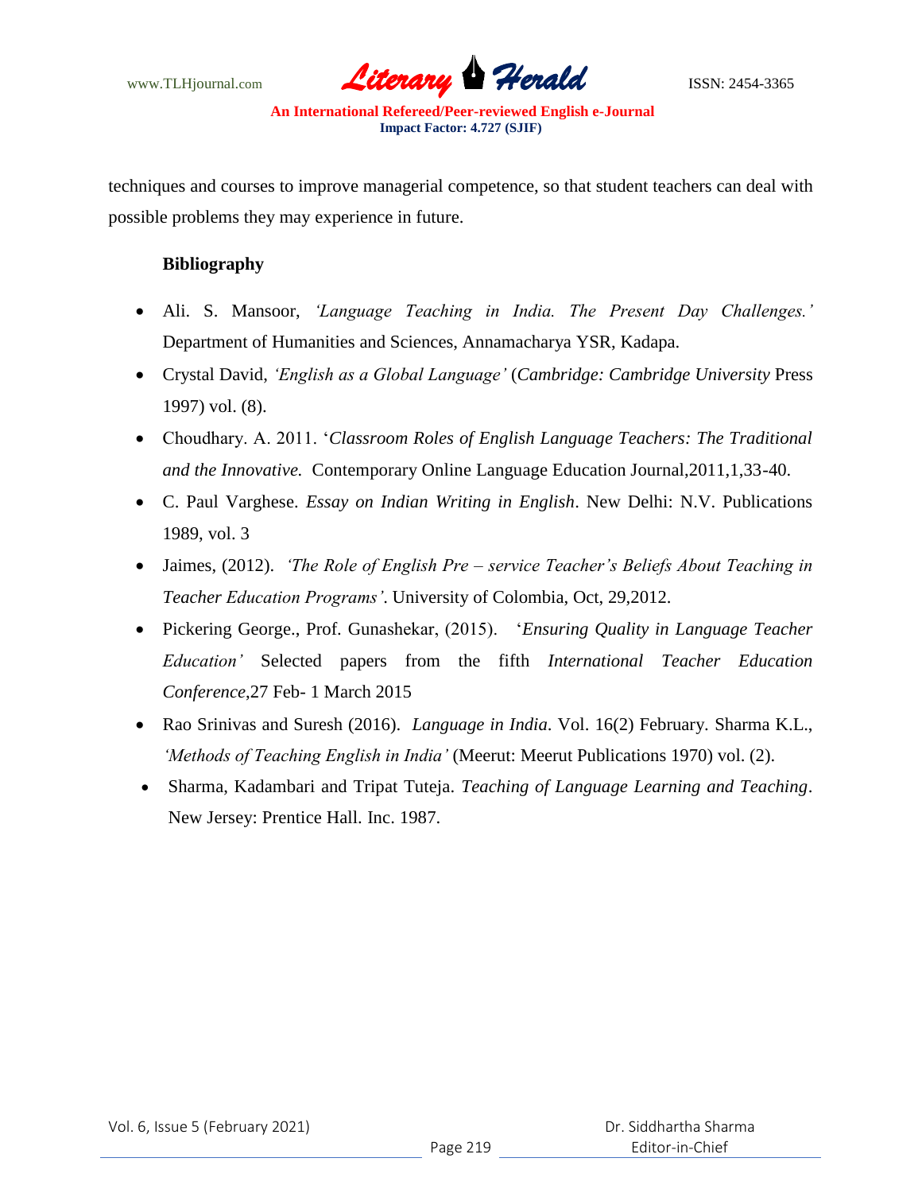techniques and courses to improve managerial competence, so that student teachers can deal with possible problems they may experience in future.

**Bibliography**

- Ali. S. Mansoor, *'Language Teaching in India. The Present Day Challenges.'* Department of Humanities and Sciences, Annamacharya YSR, Kadapa.
- Crystal David, *'English as a Global Language'* (*Cambridge: Cambridge University* Press 1997) vol. (8).
- Choudhary. A. 2011. '*Classroom Roles of English Language Teachers: The Traditional and the Innovative.* Contemporary Online Language Education Journal,2011,1,33-40.
- C. Paul Varghese. *Essay on Indian Writing in English*. New Delhi: N.V. Publications 1989, vol. 3
- Jaimes, (2012). *'The Role of English Pre – service Teacher's Beliefs About Teaching in Teacher Education Programs'*. University of Colombia, Oct, 29,2012.
- Pickering George., Prof. Gunashekar, (2015). '*Ensuring Quality in Language Teacher Education'* Selected papers from the fifth *International Teacher Education Conference*,27 Feb- 1 March 2015
- Rao Srinivas and Suresh (2016). *Language in India*. Vol. 16(2) February. Sharma K.L., *'Methods of Teaching English in India'* (Meerut: Meerut Publications 1970) vol. (2).
- Sharma, Kadambari and Tripat Tuteja. *Teaching of Language Learning and Teaching*. New Jersey: Prentice Hall. Inc. 1987.